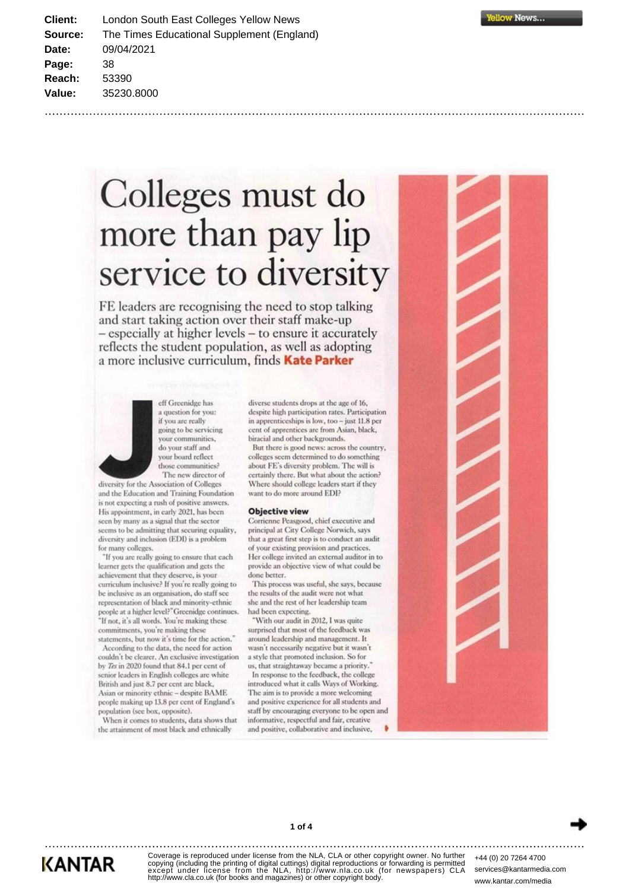Client: London South East Colleges Yellow News
Source: The Times Educational Supplement (England)
Date: 09/04/2021
Page: 38
Reach: 53390
Value: 35230.8000

# Colleges must do more than pay lip service to diversity

FE leaders are recognising the need to stop talking and start taking action over their staff make-up – especially at higher levels – to ensure it accurately reflects the student population, as well as adopting a more inclusive curriculum, finds **Kate Parker**

Jeff Greenidge has a question for you: if you are really going to be servicing your communities, do your staff and your board reflect those communities?

The new director of diversity for the Association of Colleges and the Education and Training Foundation is not expecting a rush of positive answers. His appointment, in early 2021, has been seen by many as a signal that the sector seems to be admitting that securing equality, diversity and inclusion (EDI) is a problem for many colleges.

"If you are really going to ensure that each learner gets the qualification and gets the achievement that they deserve, is your curriculum inclusive? If you're really going to be inclusive as an organisation, do staff see representation of black and minority-ethnic people at a higher level?" Greenidge continues. "If not, it's all words. You're making these commitments, you're making these statements, but now it's time for the action."

According to the data, the need for action couldn't be clearer. An exclusive investigation by *Tes* in 2020 found that 84.1 per cent of senior leaders in English colleges are white British and just 8.7 per cent are black, Asian or minority ethnic – despite BAME people making up 13.8 per cent of England's population (see box, opposite).

When it comes to students, data shows that the attainment of most black and ethnically diverse students drops at the age of 16, despite high participation rates. Participation in apprenticeships is low, too – just 11.8 per cent of apprentices are from Asian, black, biracial and other backgrounds.

But there is good news: across the country, colleges seem determined to do something about FE's diversity problem. The will is certainly there. But what about the action? Where should college leaders start if they want to do more around EDI?

### Objective view

Corrienne Peasgood, chief executive and principal at City College Norwich, says that a great first step is to conduct an audit of your existing provision and practices. Her college invited an external auditor in to provide an objective view of what could be done better.

This process was useful, she says, because the results of the audit were not what she and the rest of her leadership team had been expecting.

"With our audit in 2012, I was quite surprised that most of the feedback was around leadership and management. It wasn't necessarily negative but it wasn't a style that promoted inclusion. So for us, that straightaway became a priority."

In response to the feedback, the college introduced what it calls Ways of Working. The aim is to provide a more welcoming and positive experience for all students and staff by encouraging everyone to be open and informative, respectful and fair, creative and positive, collaborative and inclusive,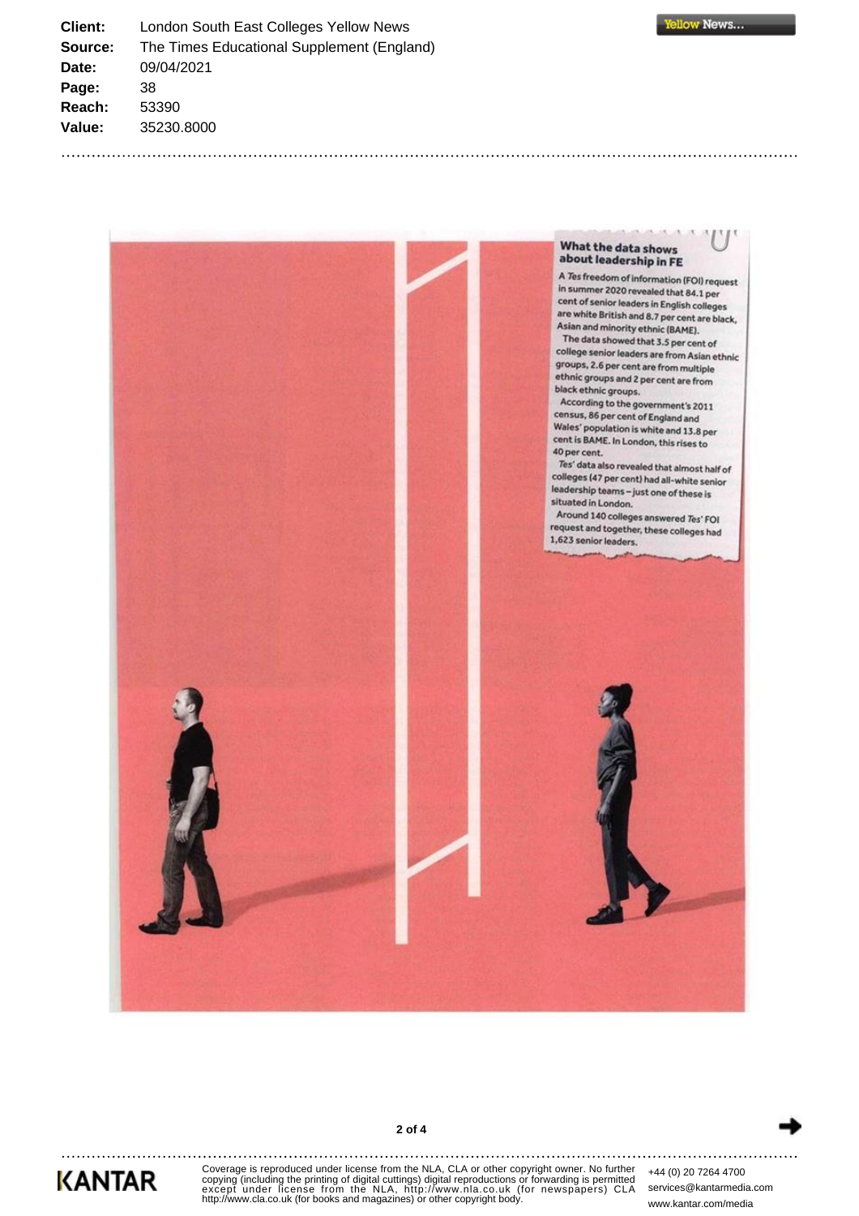Client: London South East Colleges Yellow News
Source: The Times Educational Supplement (England)
Date: 09/04/2021
Page: 38
Reach: 53390
Value: 35230.8000

### What the data shows about leadership in FE

A *Tes* freedom of information (FOI) request in summer 2020 revealed that 84.1 per cent of senior leaders in English colleges are white British and 8.7 per cent are black, Asian and minority ethnic (BAME).

The data showed that 3.5 per cent of college senior leaders are from Asian ethnic groups, 2.6 per cent are from multiple ethnic groups and 2 per cent are from black ethnic groups.

According to the government's 2011 census, 86 per cent of England and Wales' population is white and 13.8 per cent is BAME. In London, this rises to 40 per cent.

*Tes*' data also revealed that almost half of colleges (47 per cent) had all-white senior leadership teams – just one of these is situated in London.

Around 140 colleges answered *Tes*' FOI request and together, these colleges had 1,623 senior leaders.

Coverage is reproduced under license from the NLA, CLA or other copyright owner. No further copying (including the printing of digital cuttings) digital reproductions or forwarding is permitted except under license from the NLA, http://www.nla.co.uk (for newspapers) CLA http://www.cla.co.uk (for books and magazines) or other copyright body.

+44 (0) 20 7264 4700
services@kantarmedia.com
www.kantar.com/media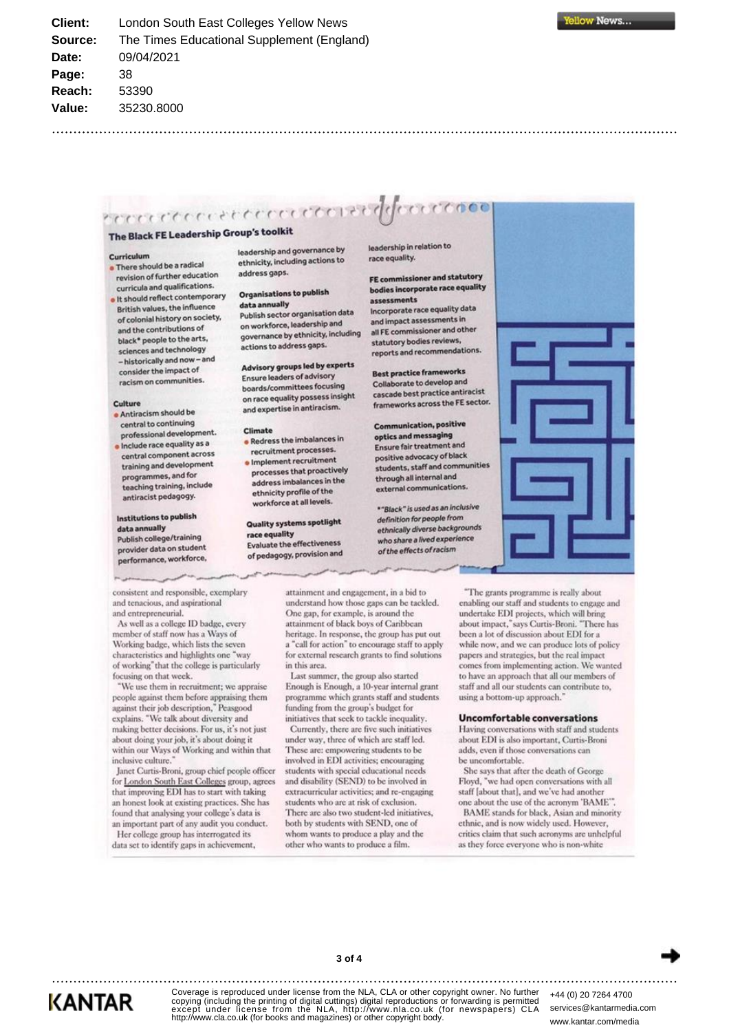Client: London South East Colleges Yellow News
Source: The Times Educational Supplement (England)
Date: 09/04/2021
Page: 38
Reach: 53390
Value: 35230.8000

## The Black FE Leadership Group's toolkit

**Curriculum**

- There should be a radical revision of further education curricula and qualifications.
- It should reflect contemporary British values, the influence of colonial history on society, and the contributions of black* people to the arts, sciences and technology – historically and now – and consider the impact of racism on communities.

**Culture**

- Antiracism should be central to continuing professional development.
- Include race equality as a central component across training and development programmes, and for teaching training, include antiracist pedagogy.

**Institutions to publish data annually**
Publish college/training provider data on student performance, workforce, leadership and governance by ethnicity, including actions to address gaps.

**Organisations to publish data annually**
Publish sector organisation data on workforce, leadership and governance by ethnicity, including actions to address gaps.

**Advisory groups led by experts**
Ensure leaders of advisory boards/committees focusing on race equality possess insight and expertise in antiracism.

**Climate**

- Redress the imbalances in recruitment processes.
- Implement recruitment processes that proactively address imbalances in the ethnicity profile of the workforce at all levels.

**Quality systems spotlight race equality**
Evaluate the effectiveness of pedagogy, provision and leadership in relation to race equality.

**FE commissioner and statutory bodies incorporate race equality assessments**
Incorporate race equality data and impact assessments in all FE commissioner and other statutory bodies reviews, reports and recommendations.

**Best practice frameworks**
Collaborate to develop and cascade best practice antiracist frameworks across the FE sector.

**Communication, positive optics and messaging**
Ensure fair treatment and positive advocacy of black students, staff and communities through all internal and external communications.

*\*"Black" is used as an inclusive definition for people from ethnically diverse backgrounds who share a lived experience of the effects of racism*

---

consistent and responsible, exemplary and tenacious, and aspirational and entrepreneurial.

As well as a college ID badge, every member of staff now has a Ways of Working badge, which lists the seven characteristics and highlights one "way of working" that the college is particularly focusing on that week.

"We use them in recruitment; we appraise people against them before appraising them against their job description," Peasgood explains. "We talk about diversity and making better decisions. For us, it's not just about doing your job, it's about doing it within our Ways of Working and within that inclusive culture."

Janet Curtis-Broni, group chief people officer for London South East Colleges group, agrees that improving EDI has to start with taking an honest look at existing practices. She has found that analysing your college's data is an important part of any audit you conduct.

Her college group has interrogated its data set to identify gaps in achievement, attainment and engagement, in a bid to understand how those gaps can be tackled. One gap, for example, is around the attainment of black boys of Caribbean heritage. In response, the group has put out a "call for action" to encourage staff to apply for external research grants to find solutions in this area.

Last summer, the group also started Enough is Enough, a 10-year internal grant programme which grants staff and students funding from the group's budget for initiatives that seek to tackle inequality.

Currently, there are five such initiatives under way, three of which are staff led. These are: empowering students to be involved in EDI activities; encouraging students with special educational needs and disability (SEND) to be involved in extracurricular activities; and re-engaging students who are at risk of exclusion. There are also two student-led initiatives, both by students with SEND, one of whom wants to produce a play and the other who wants to produce a film.

"The grants programme is really about enabling our staff and students to engage and undertake EDI projects, which will bring about impact," says Curtis-Broni. "There has been a lot of discussion about EDI for a while now, and we can produce lots of policy papers and strategies, but the real impact comes from implementing action. We wanted to have an approach that all our members of staff and all our students can contribute to, using a bottom-up approach."

### Uncomfortable conversations

Having conversations with staff and students about EDI is also important, Curtis-Broni adds, even if those conversations can be uncomfortable.

She says that after the death of George Floyd, "we had open conversations with all staff [about that], and we've had another one about the use of the acronym 'BAME'".

BAME stands for black, Asian and minority ethnic, and is now widely used. However, critics claim that such acronyms are unhelpful as they force everyone who is non-white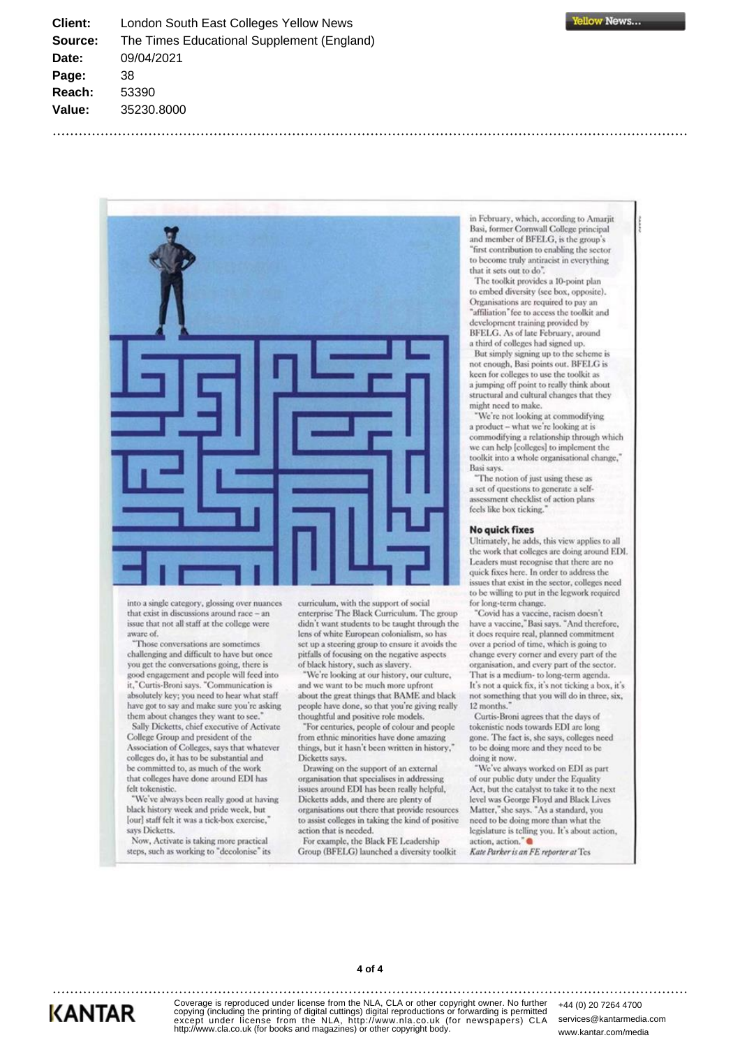| | |
|---|---|
| **Client:** | London South East Colleges Yellow News |
| **Source:** | The Times Educational Supplement (England) |
| **Date:** | 09/04/2021 |
| **Page:** | 38 |
| **Reach:** | 53390 |
| **Value:** | 35230.8000 |

into a single category, glossing over nuances that exist in discussions around race – an issue that not all staff at the college were aware of.

"Those conversations are sometimes challenging and difficult to have but once you get the conversations going, there is good engagement and people will feed into it," Curtis-Broni says. "Communication is absolutely key; you need to hear what staff have got to say and make sure you're asking them about changes they want to see."

Sally Dicketts, chief executive of Activate College Group and president of the Association of Colleges, says that whatever colleges do, it has to be substantial and be committed to, as much of the work that colleges have done around EDI has felt tokenistic.

"We've always been really good at having black history week and pride week, but [our] staff felt it was a tick-box exercise," says Dicketts.

Now, Activate is taking more practical steps, such as working to "decolonise" its curriculum, with the support of social enterprise The Black Curriculum. The group didn't want students to be taught through the lens of white European colonialism, so has set up a steering group to ensure it avoids the pitfalls of focusing on the negative aspects of black history, such as slavery.

"We're looking at our history, our culture, and we want to be much more upfront about the great things that BAME and black people have done, so that you're giving really thoughtful and positive role models.

"For centuries, people of colour and people from ethnic minorities have done amazing things, but it hasn't been written in history," Dicketts says.

Drawing on the support of an external organisation that specialises in addressing issues around EDI has been really helpful, Dicketts adds, and there are plenty of organisations out there that provide resources to assist colleges in taking the kind of positive action that is needed.

For example, the Black FE Leadership Group (BFELG) launched a diversity toolkit in February, which, according to Amarjit Basi, former Cornwall College principal and member of BFELG, is the group's "first contribution to enabling the sector to become truly antiracist in everything that it sets out to do".

The toolkit provides a 10-point plan to embed diversity (see box, opposite). Organisations are required to pay an "affiliation" fee to access the toolkit and development training provided by BFELG. As of late February, around a third of colleges had signed up.

But simply signing up to the scheme is not enough, Basi points out. BFELG is keen for colleges to use the toolkit as a jumping off point to really think about structural and cultural changes that they might need to make.

"We're not looking at commodifying a product – what we're looking at is commodifying a relationship through which we can help [colleges] to implement the toolkit into a whole organisational change," Basi says.

"The notion of just using these as a set of questions to generate a self-assessment checklist of action plans feels like box ticking."

### No quick fixes

Ultimately, he adds, this view applies to all the work that colleges are doing around EDI. Leaders must recognise that there are no quick fixes here. In order to address the issues that exist in the sector, colleges need to be willing to put in the legwork required for long-term change.

"Covid has a vaccine, racism doesn't have a vaccine," Basi says. "And therefore, it does require real, planned commitment over a period of time, which is going to change every corner and every part of the organisation, and every part of the sector. That is a medium- to long-term agenda. It's not a quick fix, it's not ticking a box, it's not something that you will do in three, six, 12 months."

Curtis-Broni agrees that the days of tokenistic nods towards EDI are long gone. The fact is, she says, colleges need to be doing more and they need to be doing it now.

"We've always worked on EDI as part of our public duty under the Equality Act, but the catalyst to take it to the next level was George Floyd and Black Lives Matter," she says. "As a standard, you need to be doing more than what the legislature is telling you. It's about action, action, action."

*Kate Parker is an FE reporter at Tes*

Coverage is reproduced under license from the NLA, CLA or other copyright owner. No further copying (including the printing of digital cuttings) digital reproductions or forwarding is permitted except under license from the NLA, http://www.nla.co.uk (for newspapers) CLA http://www.cla.co.uk (for books and magazines) or other copyright body.

+44 (0) 20 7264 4700
services@kantarmedia.com
www.kantar.com/media